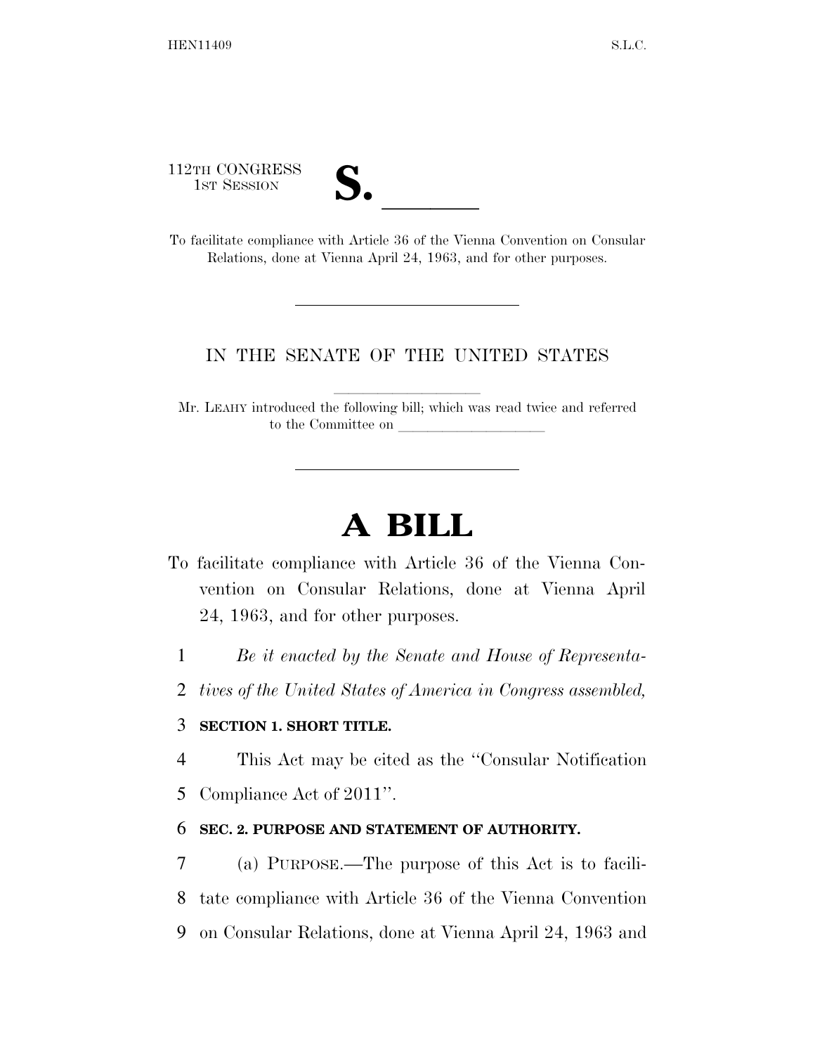112TH CONGRESS
1ST SESSION

**S. \_\_\_\_\_\_**

To facilitate compliance with Article 36 of the Vienna Convention on Consular Relations, done at Vienna April 24, 1963, and for other purposes.

---

IN THE SENATE OF THE UNITED STATES

Mr. LEAHY introduced the following bill; which was read twice and referred to the Committee on \_\_\_\_\_\_\_\_\_\_\_\_\_\_\_\_\_\_\_\_

---

# A BILL

To facilitate compliance with Article 36 of the Vienna Convention on Consular Relations, done at Vienna April 24, 1963, and for other purposes.

1 *Be it enacted by the Senate and House of Representa-*
2 *tives of the United States of America in Congress assembled,*

3 **SECTION 1. SHORT TITLE.**

4 This Act may be cited as the ''Consular Notification
5 Compliance Act of 2011''.

6 **SEC. 2. PURPOSE AND STATEMENT OF AUTHORITY.**

7 (a) PURPOSE.—The purpose of this Act is to facili-
8 tate compliance with Article 36 of the Vienna Convention
9 on Consular Relations, done at Vienna April 24, 1963 and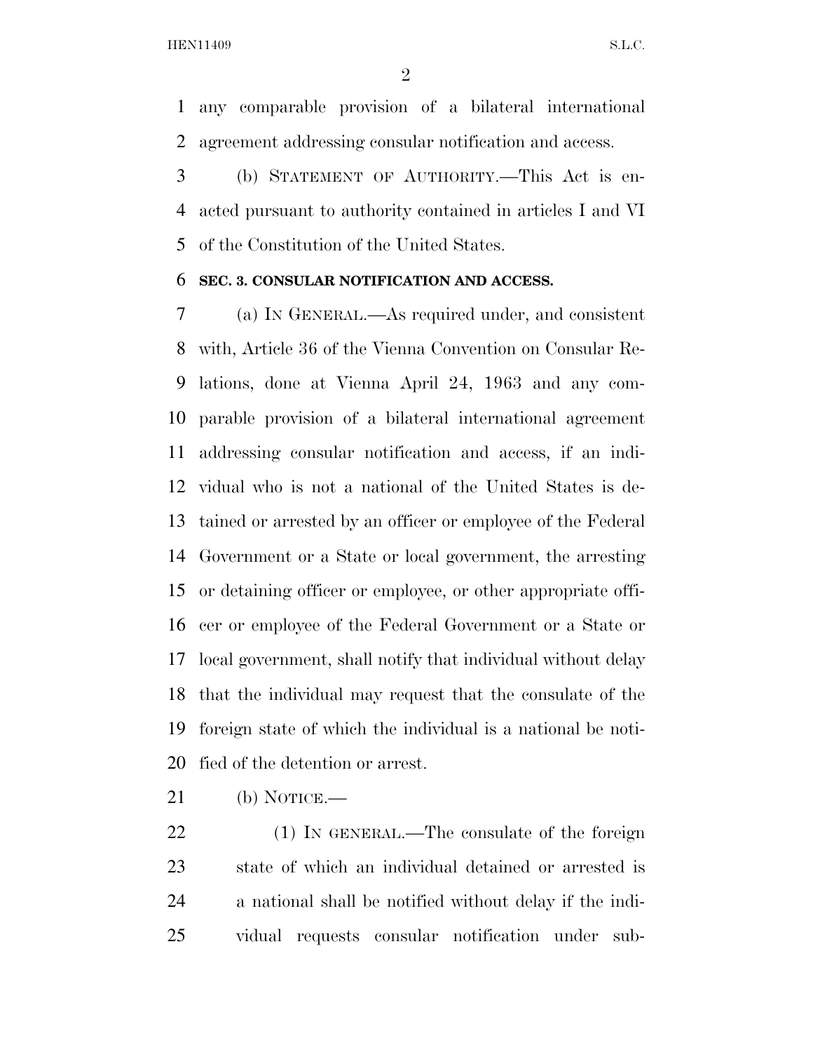any comparable provision of a bilateral international agreement addressing consular notification and access.

(b) STATEMENT OF AUTHORITY.—This Act is enacted pursuant to authority contained in articles I and VI of the Constitution of the United States.

**SEC. 3. CONSULAR NOTIFICATION AND ACCESS.**

(a) IN GENERAL.—As required under, and consistent with, Article 36 of the Vienna Convention on Consular Relations, done at Vienna April 24, 1963 and any comparable provision of a bilateral international agreement addressing consular notification and access, if an individual who is not a national of the United States is detained or arrested by an officer or employee of the Federal Government or a State or local government, the arresting or detaining officer or employee, or other appropriate officer or employee of the Federal Government or a State or local government, shall notify that individual without delay that the individual may request that the consulate of the foreign state of which the individual is a national be notified of the detention or arrest.

(b) NOTICE.—

(1) IN GENERAL.—The consulate of the foreign state of which an individual detained or arrested is a national shall be notified without delay if the individual requests consular notification under sub-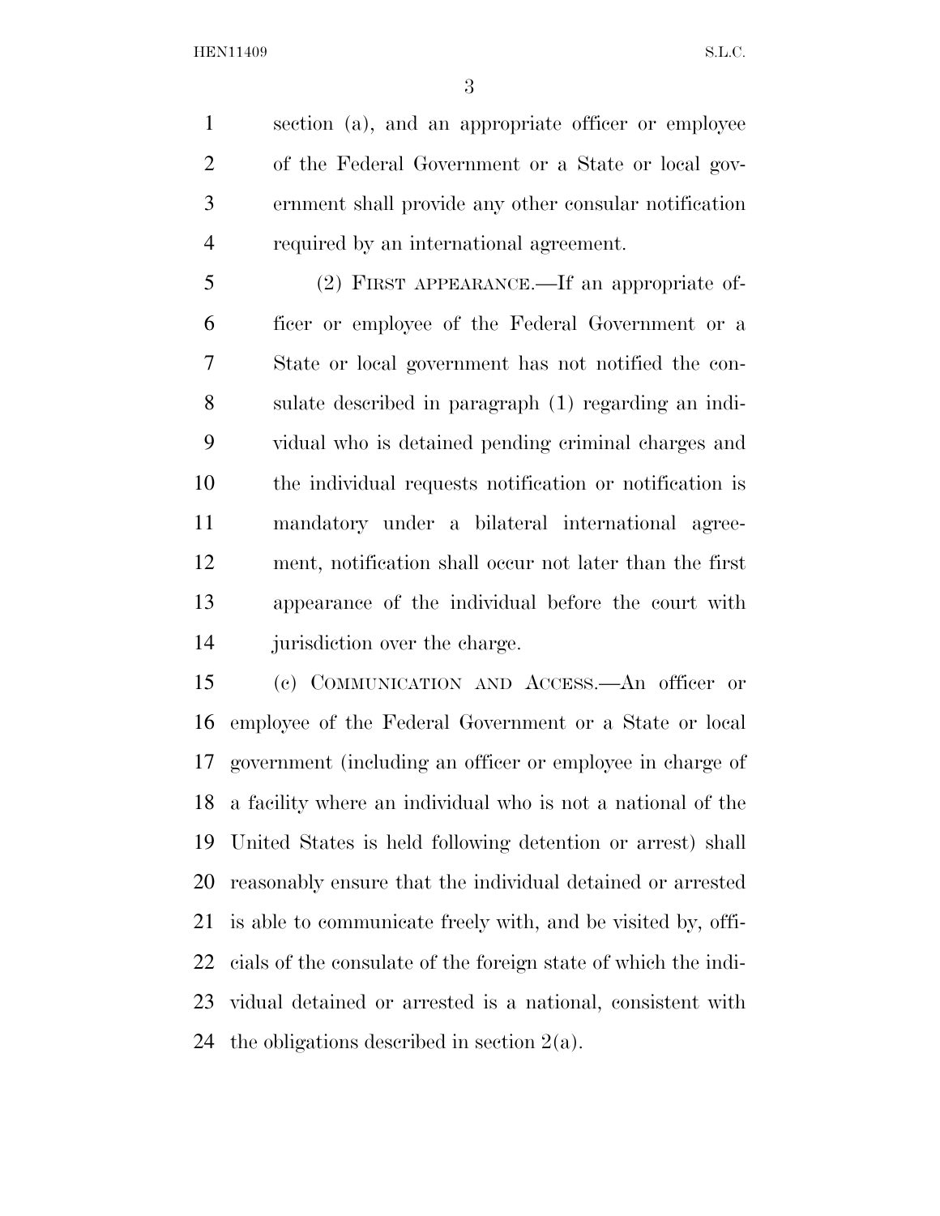section (a), and an appropriate officer or employee of the Federal Government or a State or local government shall provide any other consular notification required by an international agreement.

(2) FIRST APPEARANCE.—If an appropriate officer or employee of the Federal Government or a State or local government has not notified the consulate described in paragraph (1) regarding an individual who is detained pending criminal charges and the individual requests notification or notification is mandatory under a bilateral international agreement, notification shall occur not later than the first appearance of the individual before the court with jurisdiction over the charge.

(c) COMMUNICATION AND ACCESS.—An officer or employee of the Federal Government or a State or local government (including an officer or employee in charge of a facility where an individual who is not a national of the United States is held following detention or arrest) shall reasonably ensure that the individual detained or arrested is able to communicate freely with, and be visited by, officials of the consulate of the foreign state of which the individual detained or arrested is a national, consistent with the obligations described in section 2(a).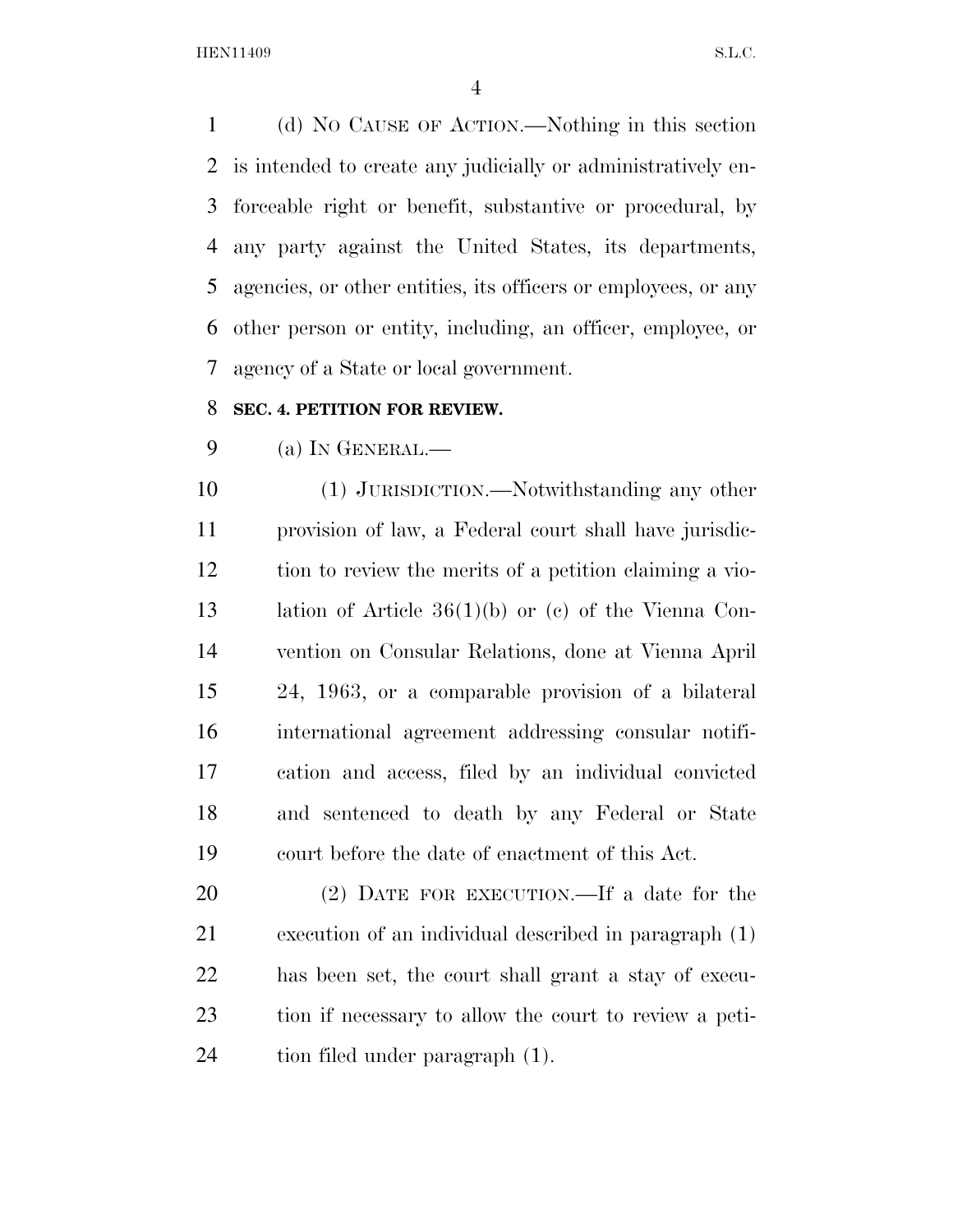(d) NO CAUSE OF ACTION.—Nothing in this section is intended to create any judicially or administratively enforceable right or benefit, substantive or procedural, by any party against the United States, its departments, agencies, or other entities, its officers or employees, or any other person or entity, including, an officer, employee, or agency of a State or local government.

## SEC. 4. PETITION FOR REVIEW.

(a) IN GENERAL.—

(1) JURISDICTION.—Notwithstanding any other provision of law, a Federal court shall have jurisdiction to review the merits of a petition claiming a violation of Article 36(1)(b) or (c) of the Vienna Convention on Consular Relations, done at Vienna April 24, 1963, or a comparable provision of a bilateral international agreement addressing consular notification and access, filed by an individual convicted and sentenced to death by any Federal or State court before the date of enactment of this Act.

(2) DATE FOR EXECUTION.—If a date for the execution of an individual described in paragraph (1) has been set, the court shall grant a stay of execution if necessary to allow the court to review a petition filed under paragraph (1).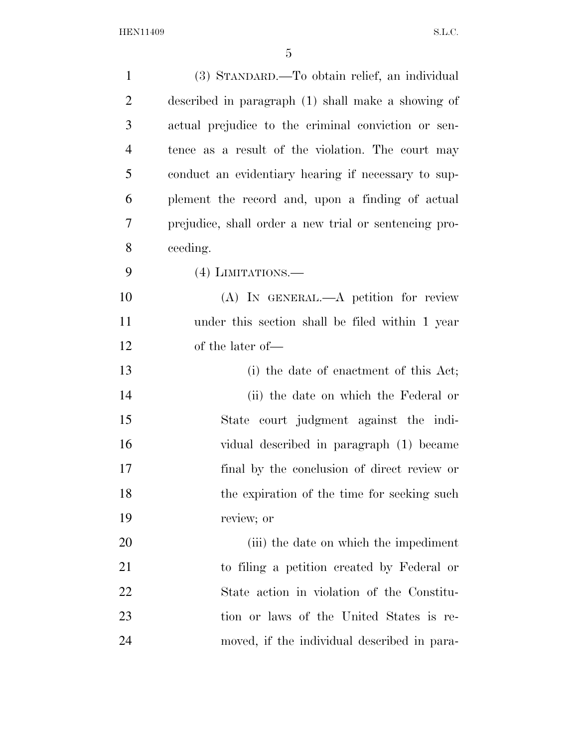(3) STANDARD.—To obtain relief, an individual described in paragraph (1) shall make a showing of actual prejudice to the criminal conviction or sentence as a result of the violation. The court may conduct an evidentiary hearing if necessary to supplement the record and, upon a finding of actual prejudice, shall order a new trial or sentencing proceeding.

(4) LIMITATIONS.—

(A) IN GENERAL.—A petition for review under this section shall be filed within 1 year of the later of—

(i) the date of enactment of this Act;

(ii) the date on which the Federal or State court judgment against the individual described in paragraph (1) became final by the conclusion of direct review or the expiration of the time for seeking such review; or

(iii) the date on which the impediment to filing a petition created by Federal or State action in violation of the Constitution or laws of the United States is removed, if the individual described in para-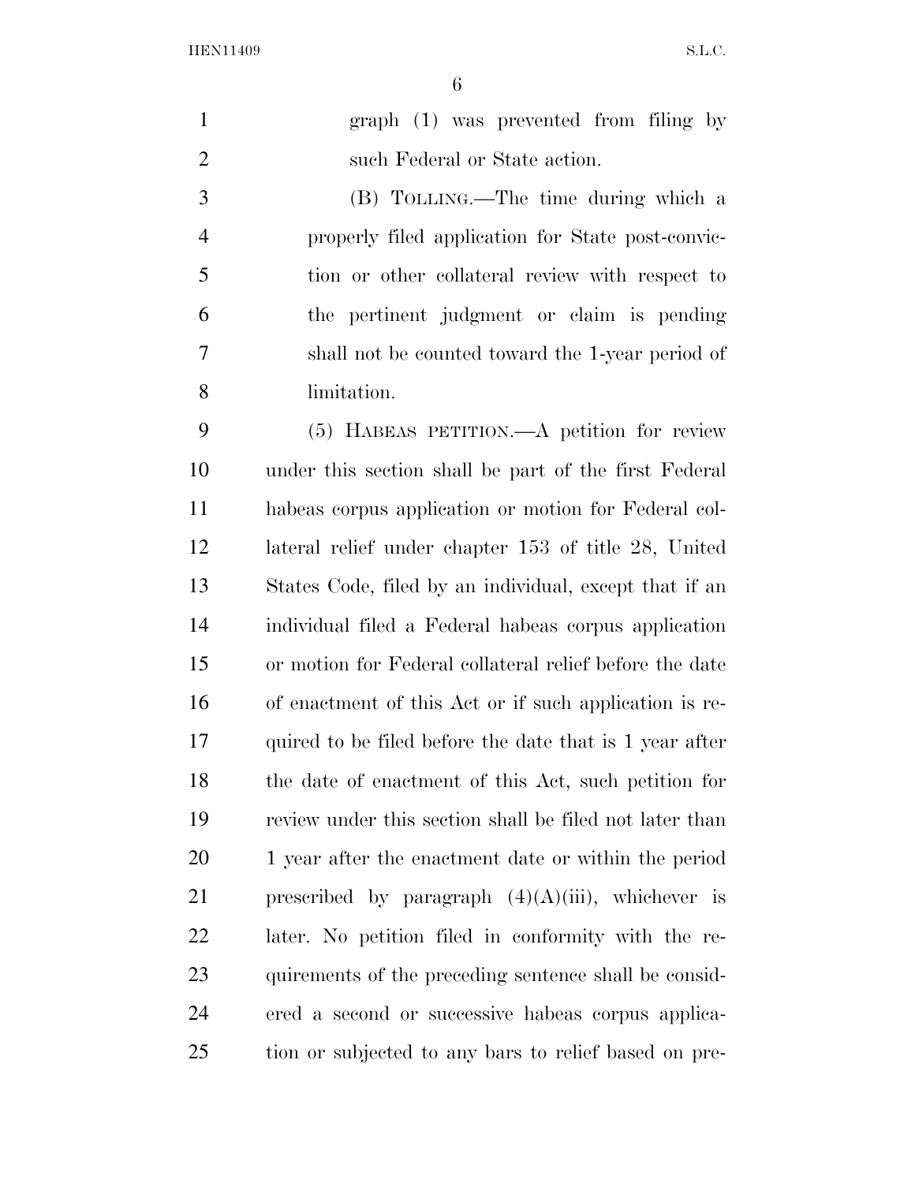graph (1) was prevented from filing by such Federal or State action.

(B) TOLLING.—The time during which a properly filed application for State post-conviction or other collateral review with respect to the pertinent judgment or claim is pending shall not be counted toward the 1-year period of limitation.

(5) HABEAS PETITION.—A petition for review under this section shall be part of the first Federal habeas corpus application or motion for Federal collateral relief under chapter 153 of title 28, United States Code, filed by an individual, except that if an individual filed a Federal habeas corpus application or motion for Federal collateral relief before the date of enactment of this Act or if such application is required to be filed before the date that is 1 year after the date of enactment of this Act, such petition for review under this section shall be filed not later than 1 year after the enactment date or within the period prescribed by paragraph (4)(A)(iii), whichever is later. No petition filed in conformity with the requirements of the preceding sentence shall be considered a second or successive habeas corpus application or subjected to any bars to relief based on pre-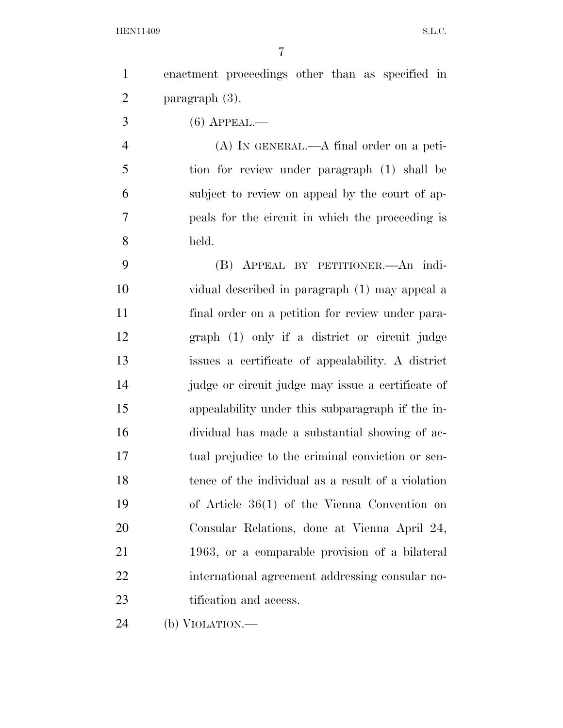enactment proceedings other than as specified in paragraph (3).

(6) APPEAL.—

(A) IN GENERAL.—A final order on a petition for review under paragraph (1) shall be subject to review on appeal by the court of appeals for the circuit in which the proceeding is held.

(B) APPEAL BY PETITIONER.—An individual described in paragraph (1) may appeal a final order on a petition for review under paragraph (1) only if a district or circuit judge issues a certificate of appealability. A district judge or circuit judge may issue a certificate of appealability under this subparagraph if the individual has made a substantial showing of actual prejudice to the criminal conviction or sentence of the individual as a result of a violation of Article 36(1) of the Vienna Convention on Consular Relations, done at Vienna April 24, 1963, or a comparable provision of a bilateral international agreement addressing consular notification and access.

(b) VIOLATION.—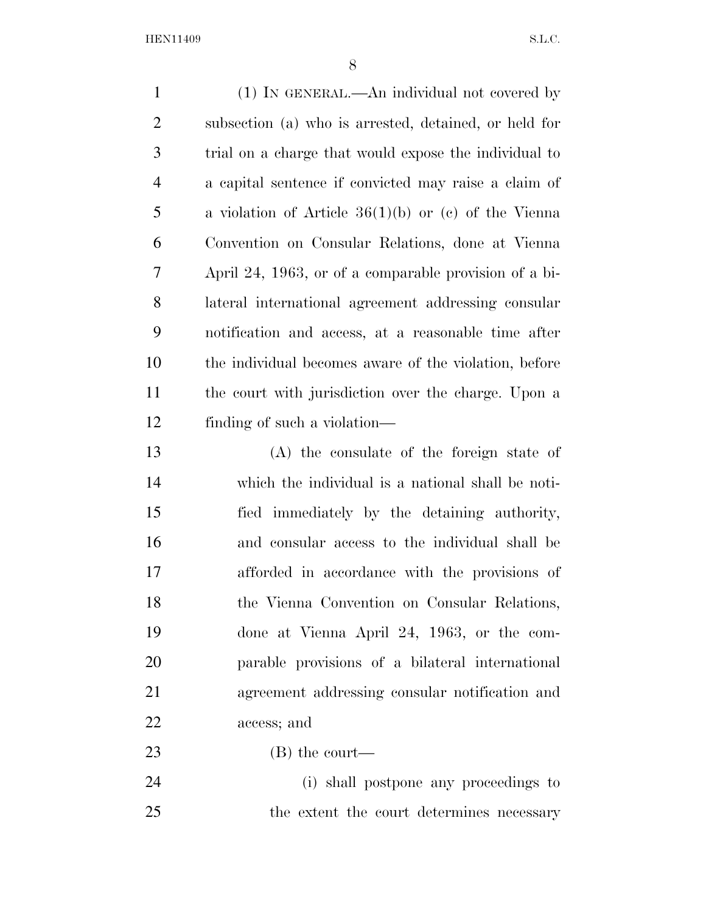(1) IN GENERAL.—An individual not covered by subsection (a) who is arrested, detained, or held for trial on a charge that would expose the individual to a capital sentence if convicted may raise a claim of a violation of Article 36(1)(b) or (c) of the Vienna Convention on Consular Relations, done at Vienna April 24, 1963, or of a comparable provision of a bilateral international agreement addressing consular notification and access, at a reasonable time after the individual becomes aware of the violation, before the court with jurisdiction over the charge. Upon a finding of such a violation—

(A) the consulate of the foreign state of which the individual is a national shall be notified immediately by the detaining authority, and consular access to the individual shall be afforded in accordance with the provisions of the Vienna Convention on Consular Relations, done at Vienna April 24, 1963, or the comparable provisions of a bilateral international agreement addressing consular notification and access; and

(B) the court—

(i) shall postpone any proceedings to the extent the court determines necessary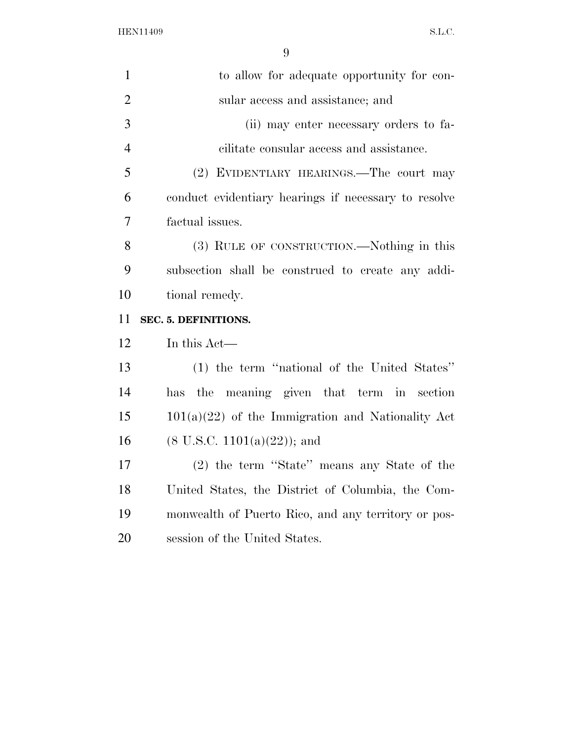to allow for adequate opportunity for consular access and assistance; and

(ii) may enter necessary orders to facilitate consular access and assistance.

(2) EVIDENTIARY HEARINGS.—The court may conduct evidentiary hearings if necessary to resolve factual issues.

(3) RULE OF CONSTRUCTION.—Nothing in this subsection shall be construed to create any additional remedy.

**SEC. 5. DEFINITIONS.**

In this Act—

(1) the term ''national of the United States'' has the meaning given that term in section 101(a)(22) of the Immigration and Nationality Act (8 U.S.C. 1101(a)(22)); and

(2) the term ''State'' means any State of the United States, the District of Columbia, the Commonwealth of Puerto Rico, and any territory or possession of the United States.